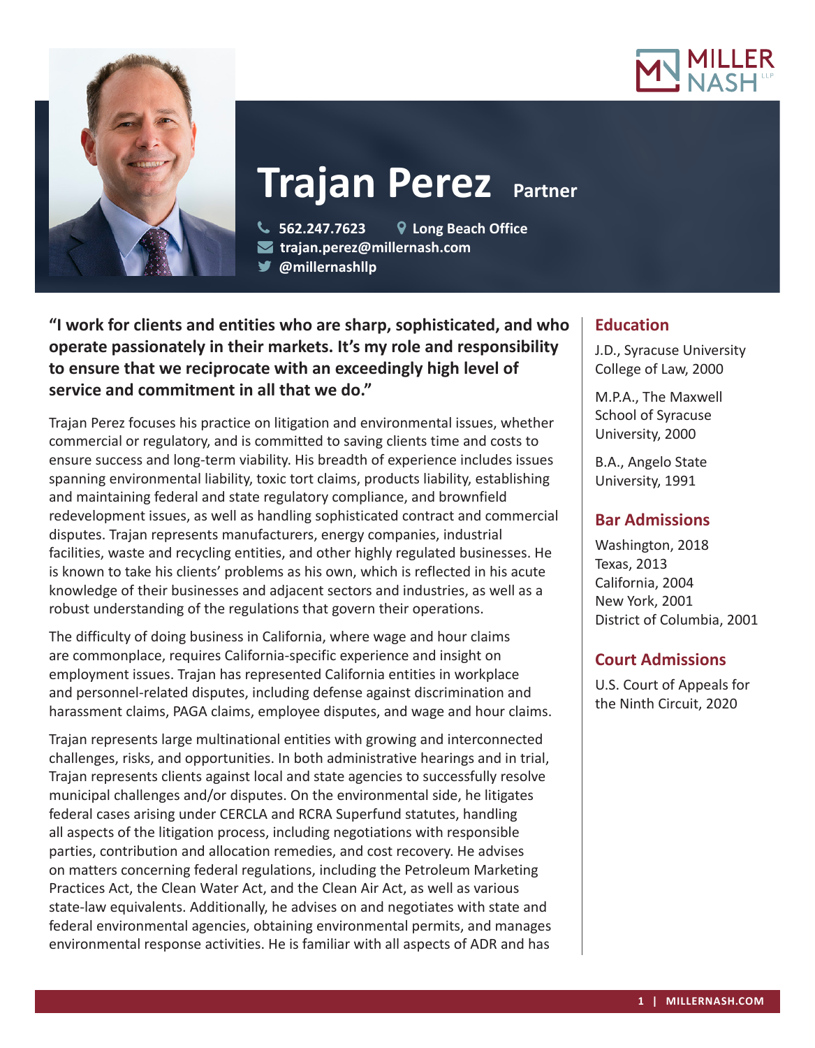# Trajan Perez

**Partner**

562.247.7623 | Long Beach Office
trajan.perez@millernash.com
@millernashllp

**"I work for clients and entities who are sharp, sophisticated, and who operate passionately in their markets. It's my role and responsibility to ensure that we reciprocate with an exceedingly high level of service and commitment in all that we do."**

Trajan Perez focuses his practice on litigation and environmental issues, whether commercial or regulatory, and is committed to saving clients time and costs to ensure success and long-term viability. His breadth of experience includes issues spanning environmental liability, toxic tort claims, products liability, establishing and maintaining federal and state regulatory compliance, and brownfield redevelopment issues, as well as handling sophisticated contract and commercial disputes. Trajan represents manufacturers, energy companies, industrial facilities, waste and recycling entities, and other highly regulated businesses. He is known to take his clients' problems as his own, which is reflected in his acute knowledge of their businesses and adjacent sectors and industries, as well as a robust understanding of the regulations that govern their operations.

The difficulty of doing business in California, where wage and hour claims are commonplace, requires California-specific experience and insight on employment issues. Trajan has represented California entities in workplace and personnel-related disputes, including defense against discrimination and harassment claims, PAGA claims, employee disputes, and wage and hour claims.

Trajan represents large multinational entities with growing and interconnected challenges, risks, and opportunities. In both administrative hearings and in trial, Trajan represents clients against local and state agencies to successfully resolve municipal challenges and/or disputes. On the environmental side, he litigates federal cases arising under CERCLA and RCRA Superfund statutes, handling all aspects of the litigation process, including negotiations with responsible parties, contribution and allocation remedies, and cost recovery. He advises on matters concerning federal regulations, including the Petroleum Marketing Practices Act, the Clean Water Act, and the Clean Air Act, as well as various state-law equivalents. Additionally, he advises on and negotiates with state and federal environmental agencies, obtaining environmental permits, and manages environmental response activities. He is familiar with all aspects of ADR and has

## Education

J.D., Syracuse University College of Law, 2000

M.P.A., The Maxwell School of Syracuse University, 2000

B.A., Angelo State University, 1991

## Bar Admissions

Washington, 2018
Texas, 2013
California, 2004
New York, 2001
District of Columbia, 2001

## Court Admissions

U.S. Court of Appeals for the Ninth Circuit, 2020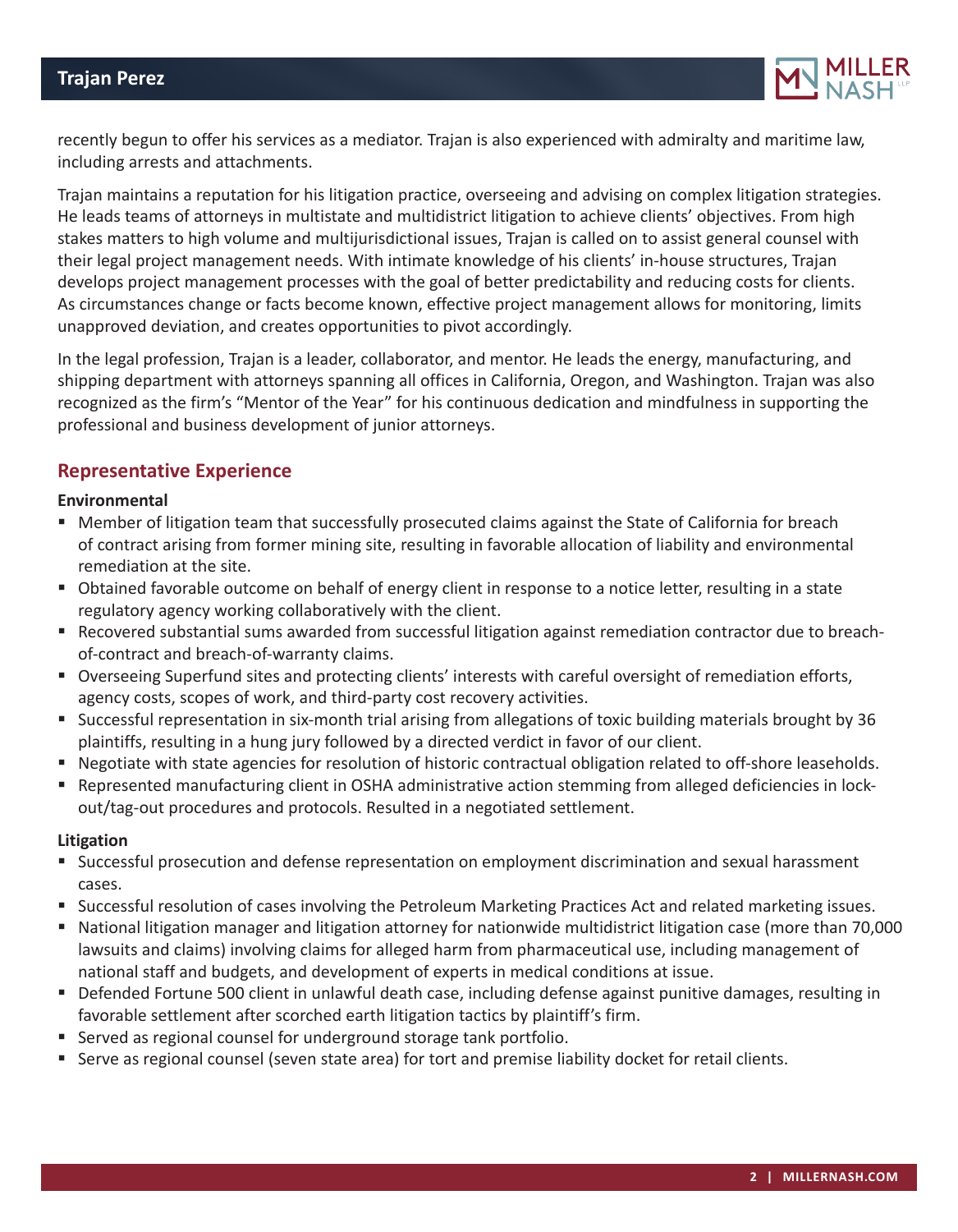recently begun to offer his services as a mediator. Trajan is also experienced with admiralty and maritime law, including arrests and attachments.

Trajan maintains a reputation for his litigation practice, overseeing and advising on complex litigation strategies. He leads teams of attorneys in multistate and multidistrict litigation to achieve clients' objectives. From high stakes matters to high volume and multijurisdictional issues, Trajan is called on to assist general counsel with their legal project management needs. With intimate knowledge of his clients' in-house structures, Trajan develops project management processes with the goal of better predictability and reducing costs for clients. As circumstances change or facts become known, effective project management allows for monitoring, limits unapproved deviation, and creates opportunities to pivot accordingly.

In the legal profession, Trajan is a leader, collaborator, and mentor. He leads the energy, manufacturing, and shipping department with attorneys spanning all offices in California, Oregon, and Washington. Trajan was also recognized as the firm's "Mentor of the Year" for his continuous dedication and mindfulness in supporting the professional and business development of junior attorneys.

## Representative Experience

**Environmental**

- Member of litigation team that successfully prosecuted claims against the State of California for breach of contract arising from former mining site, resulting in favorable allocation of liability and environmental remediation at the site.
- Obtained favorable outcome on behalf of energy client in response to a notice letter, resulting in a state regulatory agency working collaboratively with the client.
- Recovered substantial sums awarded from successful litigation against remediation contractor due to breach-of-contract and breach-of-warranty claims.
- Overseeing Superfund sites and protecting clients' interests with careful oversight of remediation efforts, agency costs, scopes of work, and third-party cost recovery activities.
- Successful representation in six-month trial arising from allegations of toxic building materials brought by 36 plaintiffs, resulting in a hung jury followed by a directed verdict in favor of our client.
- Negotiate with state agencies for resolution of historic contractual obligation related to off-shore leaseholds.
- Represented manufacturing client in OSHA administrative action stemming from alleged deficiencies in lock-out/tag-out procedures and protocols. Resulted in a negotiated settlement.

**Litigation**

- Successful prosecution and defense representation on employment discrimination and sexual harassment cases.
- Successful resolution of cases involving the Petroleum Marketing Practices Act and related marketing issues.
- National litigation manager and litigation attorney for nationwide multidistrict litigation case (more than 70,000 lawsuits and claims) involving claims for alleged harm from pharmaceutical use, including management of national staff and budgets, and development of experts in medical conditions at issue.
- Defended Fortune 500 client in unlawful death case, including defense against punitive damages, resulting in favorable settlement after scorched earth litigation tactics by plaintiff's firm.
- Served as regional counsel for underground storage tank portfolio.
- Serve as regional counsel (seven state area) for tort and premise liability docket for retail clients.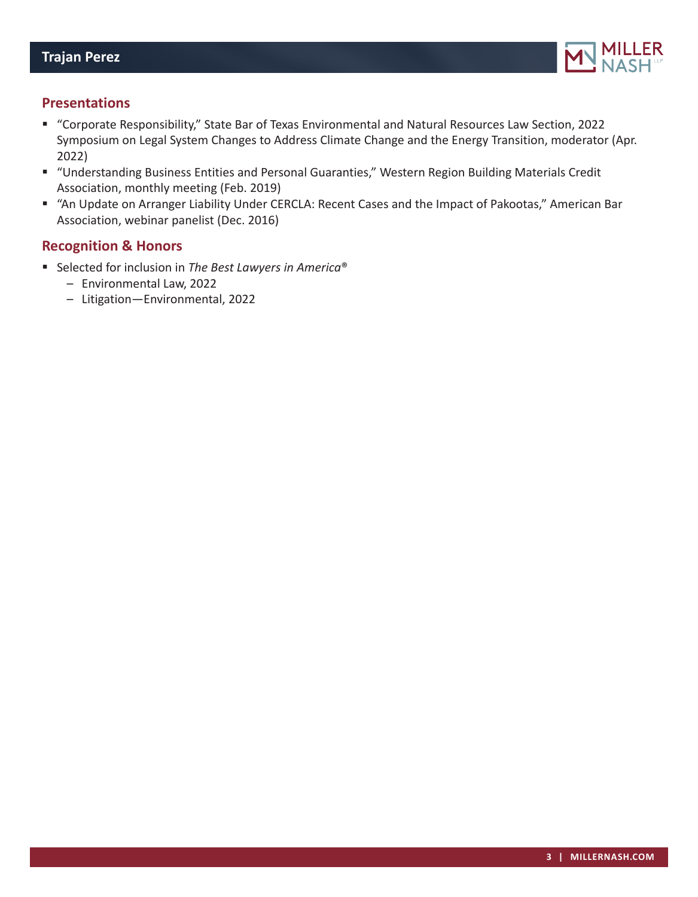## Presentations

- “Corporate Responsibility,” State Bar of Texas Environmental and Natural Resources Law Section, 2022 Symposium on Legal System Changes to Address Climate Change and the Energy Transition, moderator (Apr. 2022)
- “Understanding Business Entities and Personal Guaranties,” Western Region Building Materials Credit Association, monthly meeting (Feb. 2019)
- “An Update on Arranger Liability Under CERCLA: Recent Cases and the Impact of Pakootas,” American Bar Association, webinar panelist (Dec. 2016)

## Recognition & Honors

- Selected for inclusion in *The Best Lawyers in America*®
  - Environmental Law, 2022
  - Litigation—Environmental, 2022